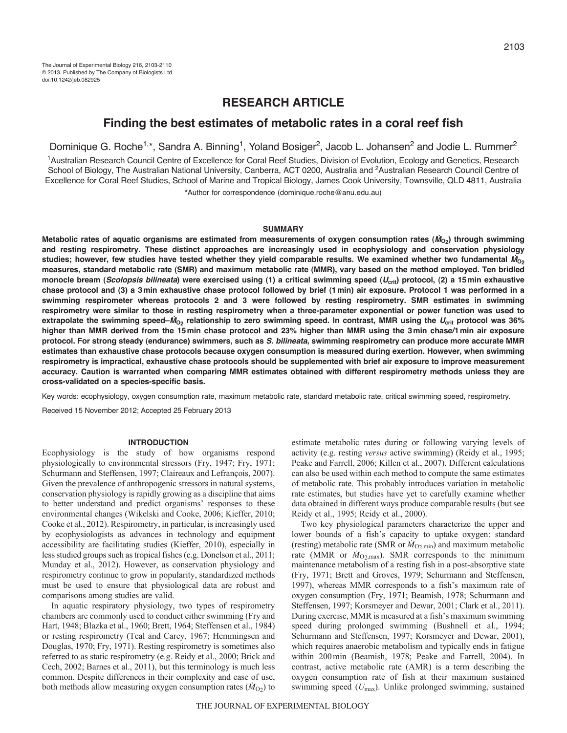The Journal of Experimental Biology 216, 2103-2110
© 2013. Published by The Company of Biologists Ltd
doi:10.1242/jeb.082925

# RESEARCH ARTICLE

## Finding the best estimates of metabolic rates in a coral reef fish

Dominique G. Roche[1,*], Sandra A. Binning[1], Yoland Bosiger[2], Jacob L. Johansen[2] and Jodie L. Rummer[2]

[1]Australian Research Council Centre of Excellence for Coral Reef Studies, Division of Evolution, Ecology and Genetics, Research School of Biology, The Australian National University, Canberra, ACT 0200, Australia and [2]Australian Research Council Centre of Excellence for Coral Reef Studies, School of Marine and Tropical Biology, James Cook University, Townsville, QLD 4811, Australia

*Author for correspondence (dominique.roche@anu.edu.au)

### SUMMARY

**Metabolic rates of aquatic organisms are estimated from measurements of oxygen consumption rates ($\dot{M}_{O_2}$) through swimming and resting respirometry. These distinct approaches are increasingly used in ecophysiology and conservation physiology studies; however, few studies have tested whether they yield comparable results. We examined whether two fundamental $\dot{M}_{O_2}$ measures, standard metabolic rate (SMR) and maximum metabolic rate (MMR), vary based on the method employed. Ten bridled monocle bream (*Scolopsis bilineata*) were exercised using (1) a critical swimming speed ($U_{crit}$) protocol, (2) a 15 min exhaustive chase protocol and (3) a 3 min exhaustive chase protocol followed by brief (1 min) air exposure. Protocol 1 was performed in a swimming respirometer whereas protocols 2 and 3 were followed by resting respirometry. SMR estimates in swimming respirometry were similar to those in resting respirometry when a three-parameter exponential or power function was used to extrapolate the swimming speed–$\dot{M}_{O_2}$ relationship to zero swimming speed. In contrast, MMR using the $U_{crit}$ protocol was 36% higher than MMR derived from the 15 min chase protocol and 23% higher than MMR using the 3 min chase/1 min air exposure protocol. For strong steady (endurance) swimmers, such as *S. bilineata*, swimming respirometry can produce more accurate MMR estimates than exhaustive chase protocols because oxygen consumption is measured during exertion. However, when swimming respirometry is impractical, exhaustive chase protocols should be supplemented with brief air exposure to improve measurement accuracy. Caution is warranted when comparing MMR estimates obtained with different respirometry methods unless they are cross-validated on a species-specific basis.**

Key words: ecophysiology, oxygen consumption rate, maximum metabolic rate, standard metabolic rate, critical swimming speed, respirometry.

Received 15 November 2012; Accepted 25 February 2013

### INTRODUCTION

Ecophysiology is the study of how organisms respond physiologically to environmental stressors (Fry, 1947; Fry, 1971; Schurmann and Steffensen, 1997; Claireaux and Lefrançois, 2007). Given the prevalence of anthropogenic stressors in natural systems, conservation physiology is rapidly growing as a discipline that aims to better understand and predict organisms' responses to these environmental changes (Wikelski and Cooke, 2006; Kieffer, 2010; Cooke et al., 2012). Respirometry, in particular, is increasingly used by ecophysiologists as advances in technology and equipment accessibility are facilitating studies (Kieffer, 2010), especially in less studied groups such as tropical fishes (e.g. Donelson et al., 2011; Munday et al., 2012). However, as conservation physiology and respirometry continue to grow in popularity, standardized methods must be used to ensure that physiological data are robust and comparisons among studies are valid.

In aquatic respiratory physiology, two types of respirometry chambers are commonly used to conduct either swimming (Fry and Hart, 1948; Blazka et al., 1960; Brett, 1964; Steffensen et al., 1984) or resting respirometry (Teal and Carey, 1967; Hemmingsen and Douglas, 1970; Fry, 1971). Resting respirometry is sometimes also referred to as static respirometry (e.g. Reidy et al., 2000; Brick and Cech, 2002; Barnes et al., 2011), but this terminology is much less common. Despite differences in their complexity and ease of use, both methods allow measuring oxygen consumption rates ($\dot{M}_{O_2}$) to estimate metabolic rates during or following varying levels of activity (e.g. resting *versus* active swimming) (Reidy et al., 1995; Peake and Farrell, 2006; Killen et al., 2007). Different calculations can also be used within each method to compute the same estimates of metabolic rate. This probably introduces variation in metabolic rate estimates, but studies have yet to carefully examine whether data obtained in different ways produce comparable results (but see Reidy et al., 1995; Reidy et al., 2000).

Two key physiological parameters characterize the upper and lower bounds of a fish's capacity to uptake oxygen: standard (resting) metabolic rate (SMR or $\dot{M}_{O_2,min}$) and maximum metabolic rate (MMR or $\dot{M}_{O_2,max}$). SMR corresponds to the minimum maintenance metabolism of a resting fish in a post-absorptive state (Fry, 1971; Brett and Groves, 1979; Schurmann and Steffensen, 1997), whereas MMR corresponds to a fish's maximum rate of oxygen consumption (Fry, 1971; Beamish, 1978; Schurmann and Steffensen, 1997; Korsmeyer and Dewar, 2001; Clark et al., 2011). During exercise, MMR is measured at a fish's maximum swimming speed during prolonged swimming (Bushnell et al., 1994; Schurmann and Steffensen, 1997; Korsmeyer and Dewar, 2001), which requires anaerobic metabolism and typically ends in fatigue within 200 min (Beamish, 1978; Peake and Farrell, 2004). In contrast, active metabolic rate (AMR) is a term describing the oxygen consumption rate of fish at their maximum sustained swimming speed ($U_{max}$). Unlike prolonged swimming, sustained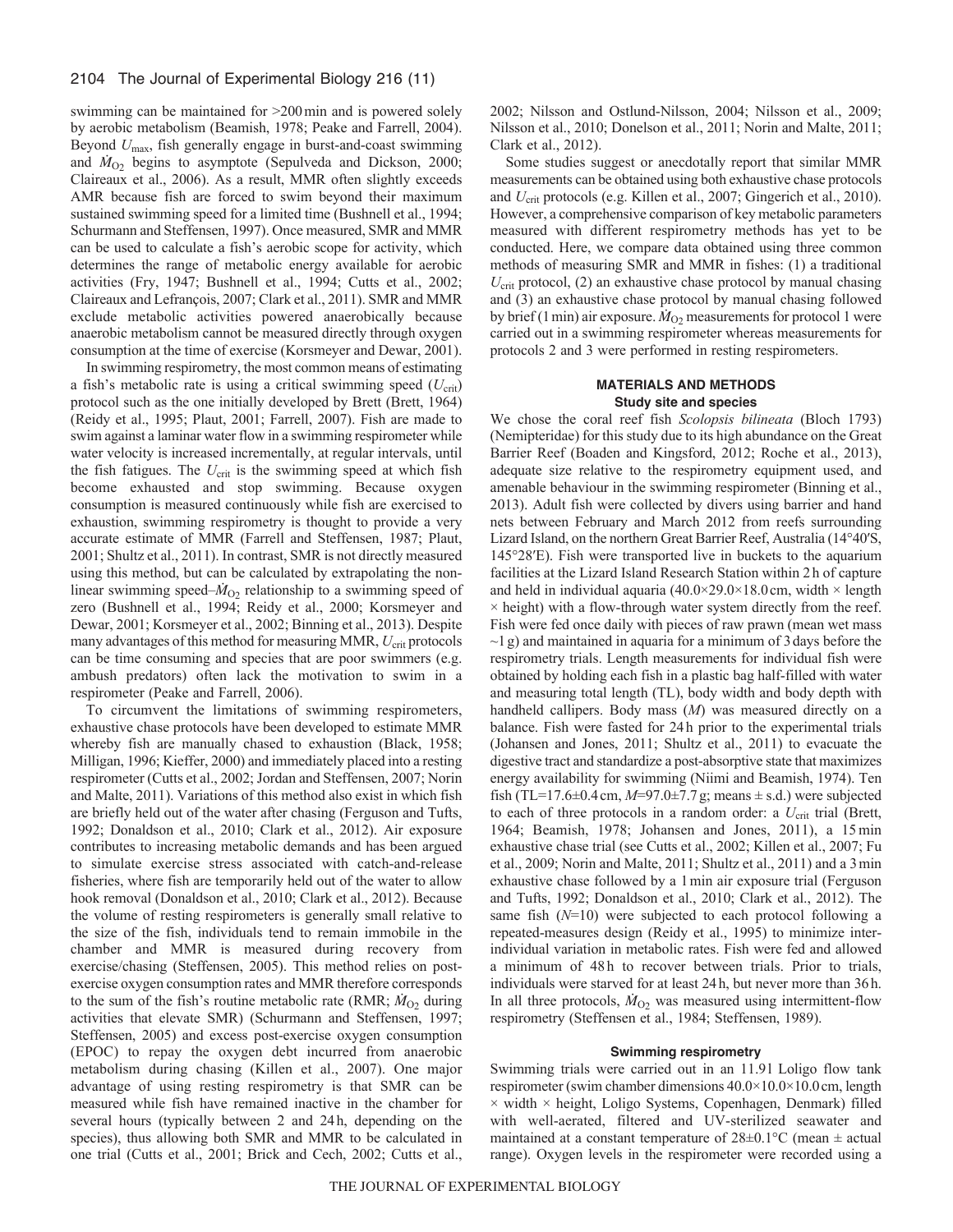swimming can be maintained for >200 min and is powered solely by aerobic metabolism (Beamish, 1978; Peake and Farrell, 2004). Beyond $U_{max}$, fish generally engage in burst-and-coast swimming and $\dot{M}_{O_2}$ begins to asymptote (Sepulveda and Dickson, 2000; Claireaux et al., 2006). As a result, MMR often slightly exceeds AMR because fish are forced to swim beyond their maximum sustained swimming speed for a limited time (Bushnell et al., 1994; Schurmann and Steffensen, 1997). Once measured, SMR and MMR can be used to calculate a fish's aerobic scope for activity, which determines the range of metabolic energy available for aerobic activities (Fry, 1947; Bushnell et al., 1994; Cutts et al., 2002; Claireaux and Lefrançois, 2007; Clark et al., 2011). SMR and MMR exclude metabolic activities powered anaerobically because anaerobic metabolism cannot be measured directly through oxygen consumption at the time of exercise (Korsmeyer and Dewar, 2001).

In swimming respirometry, the most common means of estimating a fish's metabolic rate is using a critical swimming speed ($U_{crit}$) protocol such as the one initially developed by Brett (Brett, 1964) (Reidy et al., 1995; Plaut, 2001; Farrell, 2007). Fish are made to swim against a laminar water flow in a swimming respirometer while water velocity is increased incrementally, at regular intervals, until the fish fatigues. The $U_{crit}$ is the swimming speed at which fish become exhausted and stop swimming. Because oxygen consumption is measured continuously while fish are exercised to exhaustion, swimming respirometry is thought to provide a very accurate estimate of MMR (Farrell and Steffensen, 1987; Plaut, 2001; Shultz et al., 2011). In contrast, SMR is not directly measured using this method, but can be calculated by extrapolating the non-linear swimming speed–$\dot{M}_{O_2}$ relationship to a swimming speed of zero (Bushnell et al., 1994; Reidy et al., 2000; Korsmeyer and Dewar, 2001; Korsmeyer et al., 2002; Binning et al., 2013). Despite many advantages of this method for measuring MMR, $U_{crit}$ protocols can be time consuming and species that are poor swimmers (e.g. ambush predators) often lack the motivation to swim in a respirometer (Peake and Farrell, 2006).

To circumvent the limitations of swimming respirometers, exhaustive chase protocols have been developed to estimate MMR whereby fish are manually chased to exhaustion (Black, 1958; Milligan, 1996; Kieffer, 2000) and immediately placed into a resting respirometer (Cutts et al., 2002; Jordan and Steffensen, 2007; Norin and Malte, 2011). Variations of this method also exist in which fish are briefly held out of the water after chasing (Ferguson and Tufts, 1992; Donaldson et al., 2010; Clark et al., 2012). Air exposure contributes to increasing metabolic demands and has been argued to simulate exercise stress associated with catch-and-release fisheries, where fish are temporarily held out of the water to allow hook removal (Donaldson et al., 2010; Clark et al., 2012). Because the volume of resting respirometers is generally small relative to the size of the fish, individuals tend to remain immobile in the chamber and MMR is measured during recovery from exercise/chasing (Steffensen, 2005). This method relies on post-exercise oxygen consumption rates and MMR therefore corresponds to the sum of the fish's routine metabolic rate (RMR; $\dot{M}_{O_2}$ during activities that elevate SMR) (Schurmann and Steffensen, 1997; Steffensen, 2005) and excess post-exercise oxygen consumption (EPOC) to repay the oxygen debt incurred from anaerobic metabolism during chasing (Killen et al., 2007). One major advantage of using resting respirometry is that SMR can be measured while fish have remained inactive in the chamber for several hours (typically between 2 and 24 h, depending on the species), thus allowing both SMR and MMR to be calculated in one trial (Cutts et al., 2001; Brick and Cech, 2002; Cutts et al., 2002; Nilsson and Ostlund-Nilsson, 2004; Nilsson et al., 2009; Nilsson et al., 2010; Donelson et al., 2011; Norin and Malte, 2011; Clark et al., 2012).

Some studies suggest or anecdotally report that similar MMR measurements can be obtained using both exhaustive chase protocols and $U_{crit}$ protocols (e.g. Killen et al., 2007; Gingerich et al., 2010). However, a comprehensive comparison of key metabolic parameters measured with different respirometry methods has yet to be conducted. Here, we compare data obtained using three common methods of measuring SMR and MMR in fishes: (1) a traditional $U_{crit}$ protocol, (2) an exhaustive chase protocol by manual chasing and (3) an exhaustive chase protocol by manual chasing followed by brief (1 min) air exposure. $\dot{M}_{O_2}$ measurements for protocol 1 were carried out in a swimming respirometer whereas measurements for protocols 2 and 3 were performed in resting respirometers.

## MATERIALS AND METHODS

### Study site and species

We chose the coral reef fish *Scolopsis bilineata* (Bloch 1793) (Nemipteridae) for this study due to its high abundance on the Great Barrier Reef (Boaden and Kingsford, 2012; Roche et al., 2013), adequate size relative to the respirometry equipment used, and amenable behaviour in the swimming respirometer (Binning et al., 2013). Adult fish were collected by divers using barrier and hand nets between February and March 2012 from reefs surrounding Lizard Island, on the northern Great Barrier Reef, Australia (14°40′S, 145°28′E). Fish were transported live in buckets to the aquarium facilities at the Lizard Island Research Station within 2 h of capture and held in individual aquaria (40.0×29.0×18.0 cm, width × length × height) with a flow-through water system directly from the reef. Fish were fed once daily with pieces of raw prawn (mean wet mass ~1 g) and maintained in aquaria for a minimum of 3 days before the respirometry trials. Length measurements for individual fish were obtained by holding each fish in a plastic bag half-filled with water and measuring total length (TL), body width and body depth with handheld callipers. Body mass ($M$) was measured directly on a balance. Fish were fasted for 24 h prior to the experimental trials (Johansen and Jones, 2011; Shultz et al., 2011) to evacuate the digestive tract and standardize a post-absorptive state that maximizes energy availability for swimming (Niimi and Beamish, 1974). Ten fish (TL=17.6±0.4 cm, $M$=97.0±7.7 g; means ± s.d.) were subjected to each of three protocols in a random order: a $U_{crit}$ trial (Brett, 1964; Beamish, 1978; Johansen and Jones, 2011), a 15 min exhaustive chase trial (see Cutts et al., 2002; Killen et al., 2007; Fu et al., 2009; Norin and Malte, 2011; Shultz et al., 2011) and a 3 min exhaustive chase followed by a 1 min air exposure trial (Ferguson and Tufts, 1992; Donaldson et al., 2010; Clark et al., 2012). The same fish ($N$=10) were subjected to each protocol following a repeated-measures design (Reidy et al., 1995) to minimize inter-individual variation in metabolic rates. Fish were fed and allowed a minimum of 48 h to recover between trials. Prior to trials, individuals were starved for at least 24 h, but never more than 36 h. In all three protocols, $\dot{M}_{O_2}$ was measured using intermittent-flow respirometry (Steffensen et al., 1984; Steffensen, 1989).

### Swimming respirometry

Swimming trials were carried out in an 11.9 l Loligo flow tank respirometer (swim chamber dimensions 40.0×10.0×10.0 cm, length × width × height, Loligo Systems, Copenhagen, Denmark) filled with well-aerated, filtered and UV-sterilized seawater and maintained at a constant temperature of 28±0.1°C (mean ± actual range). Oxygen levels in the respirometer were recorded using a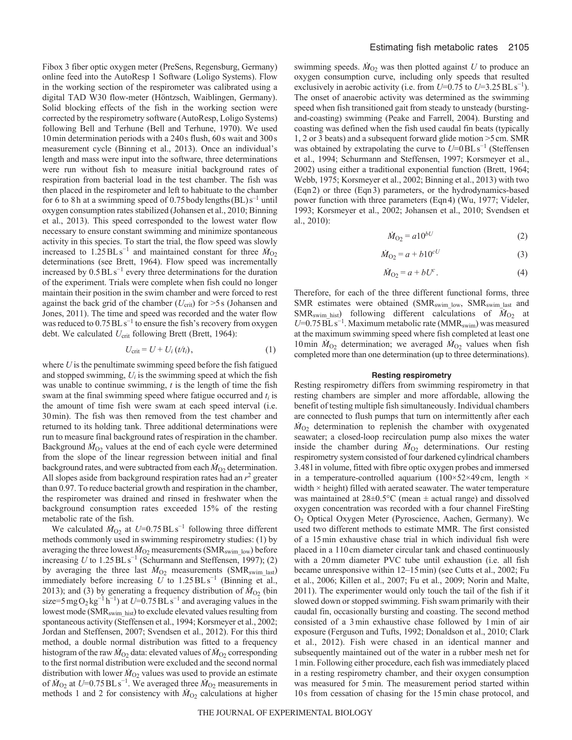Fibox 3 fiber optic oxygen meter (PreSens, Regensburg, Germany) online feed into the AutoResp 1 Software (Loligo Systems). Flow in the working section of the respirometer was calibrated using a digital TAD W30 flow-meter (Höntzsch, Waiblingen, Germany). Solid blocking effects of the fish in the working section were corrected by the respirometry software (AutoResp, Loligo Systems) following Bell and Terhune (Bell and Terhune, 1970). We used 10 min determination periods with a 240 s flush, 60 s wait and 300 s measurement cycle (Binning et al., 2013). Once an individual's length and mass were input into the software, three determinations were run without fish to measure initial background rates of respiration from bacterial load in the test chamber. The fish was then placed in the respirometer and left to habituate to the chamber for 6 to 8 h at a swimming speed of 0.75 body lengths (BL) $s^{-1}$ until oxygen consumption rates stabilized (Johansen et al., 2010; Binning et al., 2013). This speed corresponded to the lowest water flow necessary to ensure constant swimming and minimize spontaneous activity in this species. To start the trial, the flow speed was slowly increased to 1.25 BL $s^{-1}$ and maintained constant for three $\dot{M}_{O_2}$ determinations (see Brett, 1964). Flow speed was incrementally increased by 0.5 BL $s^{-1}$ every three determinations for the duration of the experiment. Trials were complete when fish could no longer maintain their position in the swim chamber and were forced to rest against the back grid of the chamber ($U_{crit}$) for >5 s (Johansen and Jones, 2011). The time and speed was recorded and the water flow was reduced to 0.75 BL $s^{-1}$ to ensure the fish's recovery from oxygen debt. We calculated $U_{crit}$ following Brett (Brett, 1964):

$$U_{crit} = U + U_i\,(t/t_i)\,, \tag{1}$$

where $U$ is the penultimate swimming speed before the fish fatigued and stopped swimming, $U_i$ is the swimming speed at which the fish was unable to continue swimming, $t$ is the length of time the fish swam at the final swimming speed where fatigue occurred and $t_i$ is the amount of time fish were swam at each speed interval (i.e. 30 min). The fish was then removed from the test chamber and returned to its holding tank. Three additional determinations were run to measure final background rates of respiration in the chamber. Background $\dot{M}_{O_2}$ values at the end of each cycle were determined from the slope of the linear regression between initial and final background rates, and were subtracted from each $\dot{M}_{O_2}$ determination. All slopes aside from background respiration rates had an $r^2$ greater than 0.97. To reduce bacterial growth and respiration in the chamber, the respirometer was drained and rinsed in freshwater when the background consumption rates exceeded 15% of the resting metabolic rate of the fish.

We calculated $\dot{M}_{O_2}$ at $U$=0.75 BL $s^{-1}$ following three different methods commonly used in swimming respirometry studies: (1) by averaging the three lowest $\dot{M}_{O_2}$ measurements ($SMR_{swim\_low}$) before increasing $U$ to 1.25 BL $s^{-1}$ (Schurmann and Steffensen, 1997); (2) by averaging the three last $\dot{M}_{O_2}$ measurements ($SMR_{swim\_last}$) immediately before increasing $U$ to 1.25 BL $s^{-1}$ (Binning et al., 2013); and (3) by generating a frequency distribution of $\dot{M}_{O_2}$ (bin size=5 mg $O_2$ $kg^{-1}$ $h^{-1}$) at $U$=0.75 BL $s^{-1}$ and averaging values in the lowest mode ($SMR_{swim\_hist}$) to exclude elevated values resulting from spontaneous activity (Steffensen et al., 1994; Korsmeyer et al., 2002; Jordan and Steffensen, 2007; Svendsen et al., 2012). For this third method, a double normal distribution was fitted to a frequency histogram of the raw $\dot{M}_{O_2}$ data: elevated values of $\dot{M}_{O_2}$ corresponding to the first normal distribution were excluded and the second normal distribution with lower $\dot{M}_{O_2}$ values was used to provide an estimate of $\dot{M}_{O_2}$ at $U$=0.75 BL $s^{-1}$. We averaged three $\dot{M}_{O_2}$ measurements in methods 1 and 2 for consistency with $\dot{M}_{O_2}$ calculations at higher swimming speeds. $\dot{M}_{O_2}$ was then plotted against $U$ to produce an oxygen consumption curve, including only speeds that resulted exclusively in aerobic activity (i.e. from $U$=0.75 to $U$=3.25 BL $s^{-1}$). The onset of anaerobic activity was determined as the swimming speed when fish transitioned gait from steady to unsteady (bursting-and-coasting) swimming (Peake and Farrell, 2004). Bursting and coasting was defined when the fish used caudal fin beats (typically 1, 2 or 3 beats) and a subsequent forward glide motion >5 cm. SMR was obtained by extrapolating the curve to $U$=0 BL $s^{-1}$ (Steffensen et al., 1994; Schurmann and Steffensen, 1997; Korsmeyer et al., 2002) using either a traditional exponential function (Brett, 1964; Webb, 1975; Korsmeyer et al., 2002; Binning et al., 2013) with two (Eqn 2) or three (Eqn 3) parameters, or the hydrodynamics-based power function with three parameters (Eqn 4) (Wu, 1977; Videler, 1993; Korsmeyer et al., 2002; Johansen et al., 2010; Svendsen et al., 2010):

$$\dot{M}_{O_2} = a10^{bU} \tag{2}$$

$$\dot{M}_{O_2} = a + b10^{cU} \tag{3}$$

$$\dot{M}_{O_2} = a + bU^c\,. \tag{4}$$

Therefore, for each of the three different functional forms, three SMR estimates were obtained ($SMR_{swim\_low}$, $SMR_{swim\_last}$ and $SMR_{swim\_hist}$) following different calculations of $\dot{M}_{O_2}$ at $U$=0.75 BL $s^{-1}$. Maximum metabolic rate ($MMR_{swim}$) was measured at the maximum swimming speed where fish completed at least one 10 min $\dot{M}_{O_2}$ determination; we averaged $\dot{M}_{O_2}$ values when fish completed more than one determination (up to three determinations).

#### Resting respirometry

Resting respirometry differs from swimming respirometry in that resting chambers are simpler and more affordable, allowing the benefit of testing multiple fish simultaneously. Individual chambers are connected to flush pumps that turn on intermittently after each $\dot{M}_{O_2}$ determination to replenish the chamber with oxygenated seawater; a closed-loop recirculation pump also mixes the water inside the chamber during $\dot{M}_{O_2}$ determinations. Our resting respirometry system consisted of four darkened cylindrical chambers 3.481 l in volume, fitted with fibre optic oxygen probes and immersed in a temperature-controlled aquarium (100×52×49 cm, length × width × height) filled with aerated seawater. The water temperature was maintained at 28±0.5°C (mean ± actual range) and dissolved oxygen concentration was recorded with a four channel FireSting $O_2$ Optical Oxygen Meter (Pyroscience, Aachen, Germany). We used two different methods to estimate MMR. The first consisted of a 15 min exhaustive chase trial in which individual fish were placed in a 110 cm diameter circular tank and chased continuously with a 20 mm diameter PVC tube until exhaustion (i.e. all fish became unresponsive within 12–15 min) (see Cutts et al., 2002; Fu et al., 2006; Killen et al., 2007; Fu et al., 2009; Norin and Malte, 2011). The experimenter would only touch the tail of the fish if it slowed down or stopped swimming. Fish swam primarily with their caudal fin, occasionally bursting and coasting. The second method consisted of a 3 min exhaustive chase followed by 1 min of air exposure (Ferguson and Tufts, 1992; Donaldson et al., 2010; Clark et al., 2012). Fish were chased in an identical manner and subsequently maintained out of the water in a rubber mesh net for 1 min. Following either procedure, each fish was immediately placed in a resting respirometry chamber, and their oxygen consumption was measured for 5 min. The measurement period started within 10 s from cessation of chasing for the 15 min chase protocol, and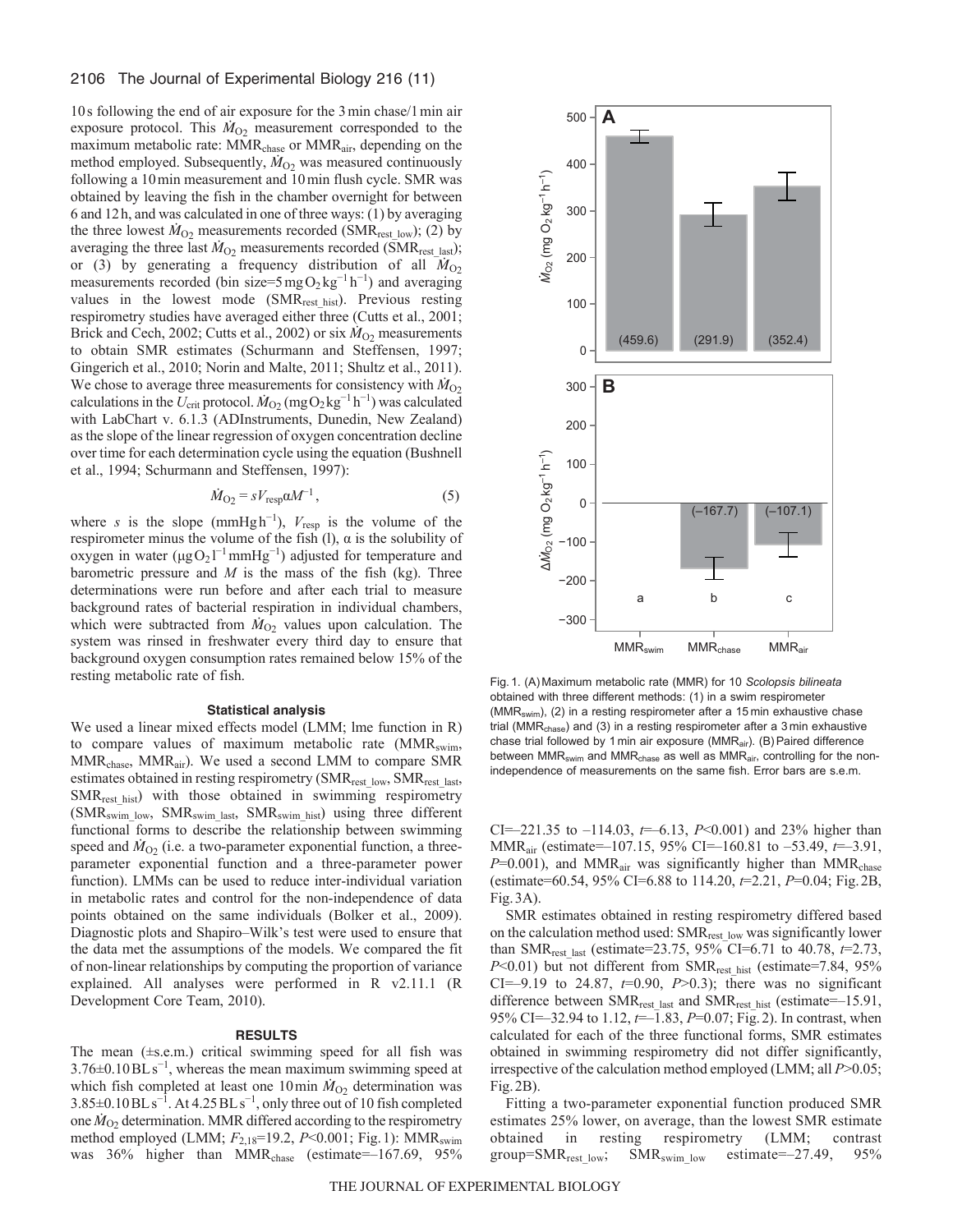10 s following the end of air exposure for the 3 min chase/1 min air exposure protocol. This $\dot{M}_{O_2}$ measurement corresponded to the maximum metabolic rate: $MMR_{chase}$ or $MMR_{air}$, depending on the method employed. Subsequently, $\dot{M}_{O_2}$ was measured continuously following a 10 min measurement and 10 min flush cycle. SMR was obtained by leaving the fish in the chamber overnight for between 6 and 12 h, and was calculated in one of three ways: (1) by averaging the three lowest $\dot{M}_{O_2}$ measurements recorded ($SMR_{rest\_low}$); (2) by averaging the three last $\dot{M}_{O_2}$ measurements recorded ($SMR_{rest\_last}$); or (3) by generating a frequency distribution of all $\dot{M}_{O_2}$ measurements recorded (bin size=5 mg $O_2$ kg$^{-1}$ h$^{-1}$) and averaging values in the lowest mode ($SMR_{rest\_hist}$). Previous resting respirometry studies have averaged either three (Cutts et al., 2001; Brick and Cech, 2002; Cutts et al., 2002) or six $\dot{M}_{O_2}$ measurements to obtain SMR estimates (Schurmann and Steffensen, 1997; Gingerich et al., 2010; Norin and Malte, 2011; Shultz et al., 2011). We chose to average three measurements for consistency with $\dot{M}_{O_2}$ calculations in the $U_{crit}$ protocol. $\dot{M}_{O_2}$ (mg $O_2$ kg$^{-1}$ h$^{-1}$) was calculated with LabChart v. 6.1.3 (ADInstruments, Dunedin, New Zealand) as the slope of the linear regression of oxygen concentration decline over time for each determination cycle using the equation (Bushnell et al., 1994; Schurmann and Steffensen, 1997):

$$\dot{M}_{O_2} = sV_{resp}\alpha M^{-1}, \tag{5}$$

where $s$ is the slope (mmHg h$^{-1}$), $V_{resp}$ is the volume of the respirometer minus the volume of the fish (l), $\alpha$ is the solubility of oxygen in water (μg $O_2$ l$^{-1}$ mmHg$^{-1}$) adjusted for temperature and barometric pressure and $M$ is the mass of the fish (kg). Three determinations were run before and after each trial to measure background rates of bacterial respiration in individual chambers, which were subtracted from $\dot{M}_{O_2}$ values upon calculation. The system was rinsed in freshwater every third day to ensure that background oxygen consumption rates remained below 15% of the resting metabolic rate of fish.

### Statistical analysis

We used a linear mixed effects model (LMM; lme function in R) to compare values of maximum metabolic rate ($MMR_{swim}$, $MMR_{chase}$, $MMR_{air}$). We used a second LMM to compare SMR estimates obtained in resting respirometry ($SMR_{rest\_low}$, $SMR_{rest\_last}$, $SMR_{rest\_hist}$) with those obtained in swimming respirometry ($SMR_{swim\_low}$, $SMR_{swim\_last}$, $SMR_{swim\_hist}$) using three different functional forms to describe the relationship between swimming speed and $\dot{M}_{O_2}$ (i.e. a two-parameter exponential function, a three-parameter exponential function and a three-parameter power function). LMMs can be used to reduce inter-individual variation in metabolic rates and control for the non-independence of data points obtained on the same individuals (Bolker et al., 2009). Diagnostic plots and Shapiro–Wilk's test were used to ensure that the data met the assumptions of the models. We compared the fit of non-linear relationships by computing the proportion of variance explained. All analyses were performed in R v2.11.1 (R Development Core Team, 2010).

## RESULTS

The mean (±s.e.m.) critical swimming speed for all fish was 3.76±0.10 BL s$^{-1}$, whereas the mean maximum swimming speed at which fish completed at least one 10 min $\dot{M}_{O_2}$ determination was 3.85±0.10 BL s$^{-1}$. At 4.25 BL s$^{-1}$, only three out of 10 fish completed one $\dot{M}_{O_2}$ determination. MMR differed according to the respirometry method employed (LMM; $F_{2,18}$=19.2, $P$<0.001; Fig. 1): $MMR_{swim}$ was 36% higher than $MMR_{chase}$ (estimate=–167.69, 95% CI=–221.35 to –114.03, $t$=–6.13, $P$<0.001) and 23% higher than $MMR_{air}$ (estimate=–107.15, 95% CI=–160.81 to –53.49, $t$=–3.91, $P$=0.001), and $MMR_{air}$ was significantly higher than $MMR_{chase}$ (estimate=60.54, 95% CI=6.88 to 114.20, $t$=2.21, $P$=0.04; Fig. 2B, Fig. 3A).

SMR estimates obtained in resting respirometry differed based on the calculation method used: $SMR_{rest\_low}$ was significantly lower than $SMR_{rest\_last}$ (estimate=23.75, 95% CI=6.71 to 40.78, $t$=2.73, $P$<0.01) but not different from $SMR_{rest\_hist}$ (estimate=7.84, 95% CI=–9.19 to 24.87, $t$=0.90, $P$>0.3); there was no significant difference between $SMR_{rest\_last}$ and $SMR_{rest\_hist}$ (estimate=–15.91, 95% CI=–32.94 to 1.12, $t$=–1.83, $P$=0.07; Fig. 2). In contrast, when calculated for each of the three functional forms, SMR estimates obtained in swimming respirometry did not differ significantly, irrespective of the calculation method employed (LMM; all $P$>0.05; Fig. 2B).

Fitting a two-parameter exponential function produced SMR estimates 25% lower, on average, than the lowest SMR estimate obtained in resting respirometry (LMM; contrast group=$SMR_{rest\_low}$; $SMR_{swim\_low}$ estimate=–27.49, 95%

Fig. 1. (A) Maximum metabolic rate (MMR) for 10 *Scolopsis bilineata* obtained with three different methods: (1) in a swim respirometer ($MMR_{swim}$), (2) in a resting respirometer after a 15 min exhaustive chase trial ($MMR_{chase}$) and (3) in a resting respirometer after a 3 min exhaustive chase trial followed by 1 min air exposure ($MMR_{air}$). (B) Paired difference between $MMR_{swim}$ and $MMR_{chase}$ as well as $MMR_{air}$, controlling for the non-independence of measurements on the same fish. Error bars are s.e.m.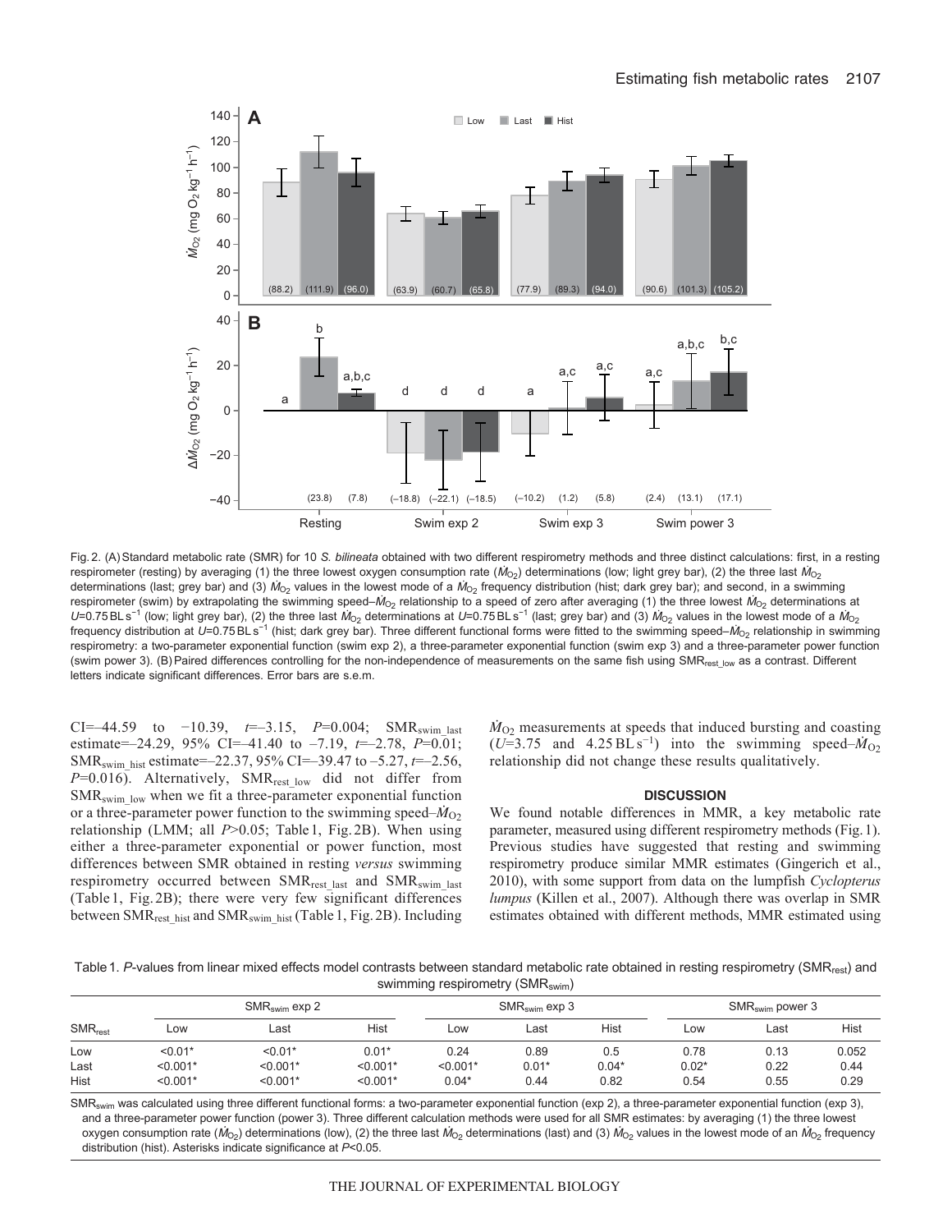Fig. 2. (A) Standard metabolic rate (SMR) for 10 *S. bilineata* obtained with two different respirometry methods and three distinct calculations: first, in a resting respirometer (resting) by averaging (1) the three lowest oxygen consumption rate ($\dot{M}_{O_2}$) determinations (low; light grey bar), (2) the three last $\dot{M}_{O_2}$ determinations (last; grey bar) and (3) $\dot{M}_{O_2}$ values in the lowest mode of a $\dot{M}_{O_2}$ frequency distribution (hist; dark grey bar); and second, in a swimming respirometer (swim) by extrapolating the swimming speed–$\dot{M}_{O_2}$ relationship to a speed of zero after averaging (1) the three lowest $\dot{M}_{O_2}$ determinations at $U$=0.75 BL s$^{-1}$ (low; light grey bar), (2) the three last $\dot{M}_{O_2}$ determinations at $U$=0.75 BL s$^{-1}$ (last; grey bar) and (3) $\dot{M}_{O_2}$ values in the lowest mode of a $\dot{M}_{O_2}$ frequency distribution at $U$=0.75 BL s$^{-1}$ (hist; dark grey bar). Three different functional forms were fitted to the swimming speed–$\dot{M}_{O_2}$ relationship in swimming respirometry: a two-parameter exponential function (swim exp 2), a three-parameter exponential function (swim exp 3) and a three-parameter power function (swim power 3). (B) Paired differences controlling for the non-independence of measurements on the same fish using SMR$_{\text{rest\_low}}$ as a contrast. Different letters indicate significant differences. Error bars are s.e.m.

CI=–44.59 to −10.39, $t$=–3.15, $P$=0.004; SMR$_{\text{swim\_last}}$ estimate=–24.29, 95% CI=–41.40 to –7.19, $t$=–2.78, $P$=0.01; SMR$_{\text{swim\_hist}}$ estimate=–22.37, 95% CI=–39.47 to –5.27, $t$=–2.56, $P$=0.016). Alternatively, SMR$_{\text{rest\_low}}$ did not differ from SMR$_{\text{swim\_low}}$ when we fit a three-parameter exponential function or a three-parameter power function to the swimming speed–$\dot{M}_{O_2}$ relationship (LMM; all $P$>0.05; Table 1, Fig. 2B). When using either a three-parameter exponential or power function, most differences between SMR obtained in resting *versus* swimming respirometry occurred between SMR$_{\text{rest\_last}}$ and SMR$_{\text{swim\_last}}$ (Table 1, Fig. 2B); there were very few significant differences between SMR$_{\text{rest\_hist}}$ and SMR$_{\text{swim\_hist}}$ (Table 1, Fig. 2B). Including $\dot{M}_{O_2}$ measurements at speeds that induced bursting and coasting ($U$=3.75 and 4.25 BL s$^{-1}$) into the swimming speed–$\dot{M}_{O_2}$ relationship did not change these results qualitatively.

## DISCUSSION

We found notable differences in MMR, a key metabolic rate parameter, measured using different respirometry methods (Fig. 1). Previous studies have suggested that resting and swimming respirometry produce similar MMR estimates (Gingerich et al., 2010), with some support from data on the lumpfish *Cyclopterus lumpus* (Killen et al., 2007). Although there was overlap in SMR estimates obtained with different methods, MMR estimated using

Table 1. *P*-values from linear mixed effects model contrasts between standard metabolic rate obtained in resting respirometry (SMR$_{\text{rest}}$) and swimming respirometry (SMR$_{\text{swim}}$)

| | SMR$_{\text{swim}}$ exp 2 | | | SMR$_{\text{swim}}$ exp 3 | | | SMR$_{\text{swim}}$ power 3 | | |
|---|---|---|---|---|---|---|---|---|---|
| SMR$_{\text{rest}}$ | Low | Last | Hist | Low | Last | Hist | Low | Last | Hist |
| Low | <0.01* | <0.01* | 0.01* | 0.24 | 0.89 | 0.5 | 0.78 | 0.13 | 0.052 |
| Last | <0.001* | <0.001* | <0.001* | <0.001* | 0.01* | 0.04* | 0.02* | 0.22 | 0.44 |
| Hist | <0.001* | <0.001* | <0.001* | 0.04* | 0.44 | 0.82 | 0.54 | 0.55 | 0.29 |

SMR$_{\text{swim}}$ was calculated using three different functional forms: a two-parameter exponential function (exp 2), a three-parameter exponential function (exp 3), and a three-parameter power function (power 3). Three different calculation methods were used for all SMR estimates: by averaging (1) the three lowest oxygen consumption rate ($\dot{M}_{O_2}$) determinations (low), (2) the three last $\dot{M}_{O_2}$ determinations (last) and (3) $\dot{M}_{O_2}$ values in the lowest mode of an $\dot{M}_{O_2}$ frequency distribution (hist). Asterisks indicate significance at $P$<0.05.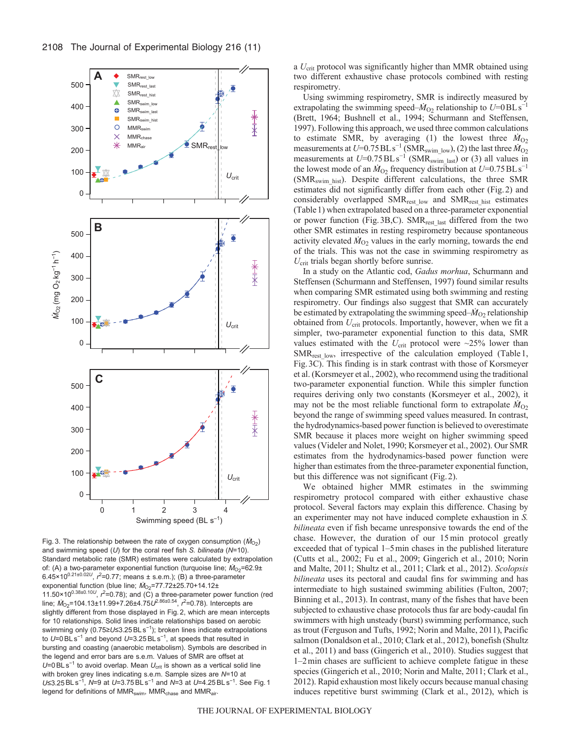Fig. 3. The relationship between the rate of oxygen consumption ($\dot{M}_{O_2}$) and swimming speed ($U$) for the coral reef fish *S. bilineata* ($N$=10). Standard metabolic rate (SMR) estimates were calculated by extrapolation of: (A) a two-parameter exponential function (turquoise line; $\dot{M}_{O_2}$=62.9± 6.45×10$^{0.21±0.02U}$, $r^2$=0.77; means ± s.e.m.); (B) a three-parameter exponential function (blue line; $\dot{M}_{O_2}$=77.72±25.70+14.12± 11.50×10$^{0.38±0.10U}$, $r^2$=0.78); and (C) a three-parameter power function (red line; $\dot{M}_{O_2}$=104.13±11.99+7.26±4.75$U^{2.86±0.54}$, $r^2$=0.78). Intercepts are slightly different from those displayed in Fig. 2, which are mean intercepts for 10 relationships. Solid lines indicate relationships based on aerobic swimming only (0.75≥$U$≤3.25 BL s$^{-1}$); broken lines indicate extrapolations to $U$=0 BL s$^{-1}$ and beyond $U$=3.25 BL s$^{-1}$, at speeds that resulted in bursting and coasting (anaerobic metabolism). Symbols are described in the legend and error bars are s.e.m. Values of SMR are offset at $U$=0 BL s$^{-1}$ to avoid overlap. Mean $U_{crit}$ is shown as a vertical solid line with broken grey lines indicating s.e.m. Sample sizes are $N$=10 at $U$≤3.25 BL s$^{-1}$, $N$=9 at $U$=3.75 BL s$^{-1}$ and $N$=3 at $U$=4.25 BL s$^{-1}$. See Fig. 1 legend for definitions of $MMR_{swim}$, $MMR_{chase}$ and $MMR_{air}$.

a $U_{crit}$ protocol was significantly higher than MMR obtained using two different exhaustive chase protocols combined with resting respirometry.

Using swimming respirometry, SMR is indirectly measured by extrapolating the swimming speed–$\dot{M}_{O_2}$ relationship to $U$=0 BL s$^{-1}$ (Brett, 1964; Bushnell et al., 1994; Schurmann and Steffensen, 1997). Following this approach, we used three common calculations to estimate SMR, by averaging (1) the lowest three $\dot{M}_{O_2}$ measurements at $U$=0.75 BL s$^{-1}$ ($SMR_{swim\_low}$), (2) the last three $\dot{M}_{O_2}$ measurements at $U$=0.75 BL s$^{-1}$ ($SMR_{swim\_last}$) or (3) all values in the lowest mode of an $\dot{M}_{O_2}$ frequency distribution at $U$=0.75 BL s$^{-1}$ ($SMR_{swim\_hist}$). Despite different calculations, the three SMR estimates did not significantly differ from each other (Fig. 2) and considerably overlapped $SMR_{rest\_low}$ and $SMR_{rest\_hist}$ estimates (Table 1) when extrapolated based on a three-parameter exponential or power function (Fig. 3B,C). $SMR_{rest\_last}$ differed from the two other SMR estimates in resting respirometry because spontaneous activity elevated $\dot{M}_{O_2}$ values in the early morning, towards the end of the trials. This was not the case in swimming respirometry as $U_{crit}$ trials began shortly before sunrise.

In a study on the Atlantic cod, *Gadus morhua*, Schurmann and Steffensen (Schurmann and Steffensen, 1997) found similar results when comparing SMR estimated using both swimming and resting respirometry. Our findings also suggest that SMR can accurately be estimated by extrapolating the swimming speed–$\dot{M}_{O_2}$ relationship obtained from $U_{crit}$ protocols. Importantly, however, when we fit a simpler, two-parameter exponential function to this data, SMR values estimated with the $U_{crit}$ protocol were ~25% lower than $SMR_{rest\_low}$, irrespective of the calculation employed (Table 1, Fig. 3C). This finding is in stark contrast with those of Korsmeyer et al. (Korsmeyer et al., 2002), who recommend using the traditional two-parameter exponential function. While this simpler function requires deriving only two constants (Korsmeyer et al., 2002), it may not be the most reliable functional form to extrapolate $\dot{M}_{O_2}$ beyond the range of swimming speed values measured. In contrast, the hydrodynamics-based power function is believed to overestimate SMR because it places more weight on higher swimming speed values (Videler and Nolet, 1990; Korsmeyer et al., 2002). Our SMR estimates from the hydrodynamics-based power function were higher than estimates from the three-parameter exponential function, but this difference was not significant (Fig. 2).

We obtained higher MMR estimates in the swimming respirometry protocol compared with either exhaustive chase protocol. Several factors may explain this difference. Chasing by an experimenter may not have induced complete exhaustion in *S. bilineata* even if fish became unresponsive towards the end of the chase. However, the duration of our 15 min protocol greatly exceeded that of typical 1–5 min chases in the published literature (Cutts et al., 2002; Fu et al., 2009; Gingerich et al., 2010; Norin and Malte, 2011; Shultz et al., 2011; Clark et al., 2012). *Scolopsis bilineata* uses its pectoral and caudal fins for swimming and has intermediate to high sustained swimming abilities (Fulton, 2007; Binning et al., 2013). In contrast, many of the fishes that have been subjected to exhaustive chase protocols thus far are body-caudal fin swimmers with high unsteady (burst) swimming performance, such as trout (Ferguson and Tufts, 1992; Norin and Malte, 2011), Pacific salmon (Donaldson et al., 2010; Clark et al., 2012), bonefish (Shultz et al., 2011) and bass (Gingerich et al., 2010). Studies suggest that 1–2 min chases are sufficient to achieve complete fatigue in these species (Gingerich et al., 2010; Norin and Malte, 2011; Clark et al., 2012). Rapid exhaustion most likely occurs because manual chasing induces repetitive burst swimming (Clark et al., 2012), which is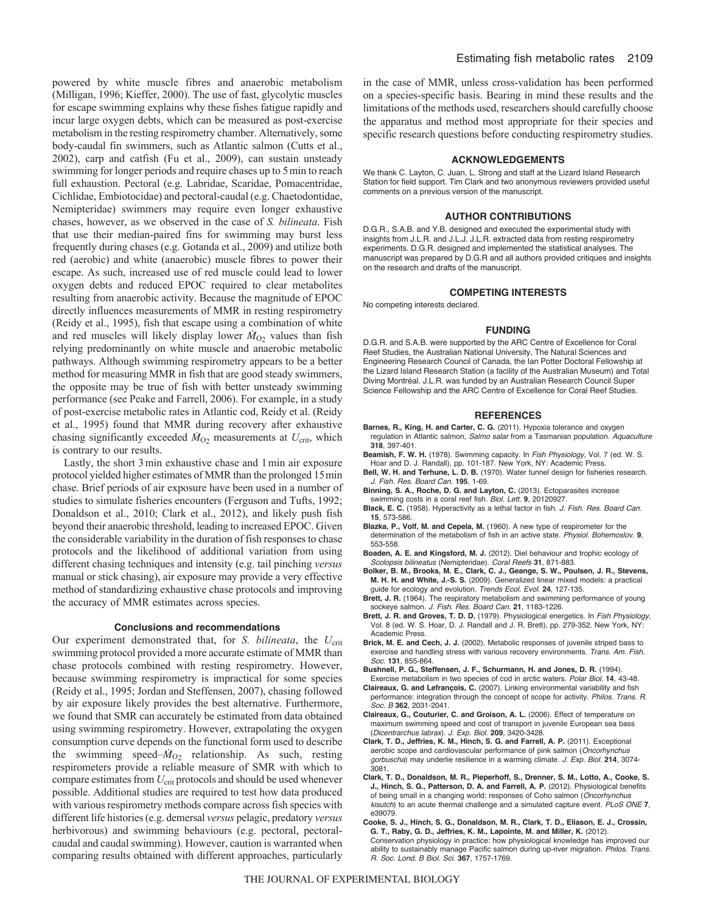powered by white muscle fibres and anaerobic metabolism (Milligan, 1996; Kieffer, 2000). The use of fast, glycolytic muscles for escape swimming explains why these fishes fatigue rapidly and incur large oxygen debts, which can be measured as post-exercise metabolism in the resting respirometry chamber. Alternatively, some body-caudal fin swimmers, such as Atlantic salmon (Cutts et al., 2002), carp and catfish (Fu et al., 2009), can sustain unsteady swimming for longer periods and require chases up to 5 min to reach full exhaustion. Pectoral (e.g. Labridae, Scaridae, Pomacentridae, Cichlidae, Embiotocidae) and pectoral-caudal (e.g. Chaetodontidae, Nemipteridae) swimmers may require even longer exhaustive chases, however, as we observed in the case of *S. bilineata*. Fish that use their median-paired fins for swimming may burst less frequently during chases (e.g. Gotanda et al., 2009) and utilize both red (aerobic) and white (anaerobic) muscle fibres to power their escape. As such, increased use of red muscle could lead to lower oxygen debts and reduced EPOC required to clear metabolites resulting from anaerobic activity. Because the magnitude of EPOC directly influences measurements of MMR in resting respirometry (Reidy et al., 1995), fish that escape using a combination of white and red muscles will likely display lower $\dot{M}_{O_2}$ values than fish relying predominantly on white muscle and anaerobic metabolic pathways. Although swimming respirometry appears to be a better method for measuring MMR in fish that are good steady swimmers, the opposite may be true of fish with better unsteady swimming performance (see Peake and Farrell, 2006). For example, in a study of post-exercise metabolic rates in Atlantic cod, Reidy et al. (Reidy et al., 1995) found that MMR during recovery after exhaustive chasing significantly exceeded $\dot{M}_{O_2}$ measurements at $U_{crit}$, which is contrary to our results.

Lastly, the short 3 min exhaustive chase and 1 min air exposure protocol yielded higher estimates of MMR than the prolonged 15 min chase. Brief periods of air exposure have been used in a number of studies to simulate fisheries encounters (Ferguson and Tufts, 1992; Donaldson et al., 2010; Clark et al., 2012), and likely push fish beyond their anaerobic threshold, leading to increased EPOC. Given the considerable variability in the duration of fish responses to chase protocols and the likelihood of additional variation from using different chasing techniques and intensity (e.g. tail pinching *versus* manual or stick chasing), air exposure may provide a very effective method of standardizing exhaustive chase protocols and improving the accuracy of MMR estimates across species.

### Conclusions and recommendations

Our experiment demonstrated that, for *S. bilineata*, the $U_{crit}$ swimming protocol provided a more accurate estimate of MMR than chase protocols combined with resting respirometry. However, because swimming respirometry is impractical for some species (Reidy et al., 1995; Jordan and Steffensen, 2007), chasing followed by air exposure likely provides the best alternative. Furthermore, we found that SMR can accurately be estimated from data obtained using swimming respirometry. However, extrapolating the oxygen consumption curve depends on the functional form used to describe the swimming speed–$\dot{M}_{O_2}$ relationship. As such, resting respirometers provide a reliable measure of SMR with which to compare estimates from $U_{crit}$ protocols and should be used whenever possible. Additional studies are required to test how data produced with various respirometry methods compare across fish species with different life histories (e.g. demersal *versus* pelagic, predatory *versus* herbivorous) and swimming behaviours (e.g. pectoral, pectoral-caudal and caudal swimming). However, caution is warranted when comparing results obtained with different approaches, particularly in the case of MMR, unless cross-validation has been performed on a species-specific basis. Bearing in mind these results and the limitations of the methods used, researchers should carefully choose the apparatus and method most appropriate for their species and specific research questions before conducting respirometry studies.

## ACKNOWLEDGEMENTS

We thank C. Layton, C. Juan, L. Strong and staff at the Lizard Island Research Station for field support. Tim Clark and two anonymous reviewers provided useful comments on a previous version of the manuscript.

## AUTHOR CONTRIBUTIONS

D.G.R., S.A.B. and Y.B. designed and executed the experimental study with insights from J.L.R. and J.L.J. J.L.R. extracted data from resting respirometry experiments. D.G.R. designed and implemented the statistical analyses. The manuscript was prepared by D.G.R and all authors provided critiques and insights on the research and drafts of the manuscript.

## COMPETING INTERESTS

No competing interests declared.

## FUNDING

D.G.R. and S.A.B. were supported by the ARC Centre of Excellence for Coral Reef Studies, the Australian National University, The Natural Sciences and Engineering Research Council of Canada, the Ian Potter Doctoral Fellowship at the Lizard Island Research Station (a facility of the Australian Museum) and Total Diving Montréal. J.L.R. was funded by an Australian Research Council Super Science Fellowship and the ARC Centre of Excellence for Coral Reef Studies.

## REFERENCES

**Barnes, R., King, H. and Carter, C. G.** (2011). Hypoxia tolerance and oxygen regulation in Atlantic salmon, *Salmo salar* from a Tasmanian population. *Aquaculture* **318**, 397-401.

**Beamish, F. W. H.** (1978). Swimming capacity. In *Fish Physiology*, Vol. 7 (ed. W. S. Hoar and D. J. Randall), pp. 101-187. New York, NY: Academic Press.

**Bell, W. H. and Terhune, L. D. B.** (1970). Water tunnel design for fisheries research. *J. Fish. Res. Board Can.* **195**, 1-69.

**Binning, S. A., Roche, D. G. and Layton, C.** (2013). Ectoparasites increase swimming costs in a coral reef fish. *Biol. Lett.* **9**, 20120927.

**Black, E. C.** (1958). Hyperactivity as a lethal factor in fish. *J. Fish. Res. Board Can.* **15**, 573-586.

**Blazka, P., Volf, M. and Cepela, M.** (1960). A new type of respirometer for the determination of the metabolism of fish in an active state. *Physiol. Bohemoslov.* **9**, 553-558.

**Boaden, A. E. and Kingsford, M. J.** (2012). Diel behaviour and trophic ecology of *Scolopsis bilineatus* (Nemipteridae). *Coral Reefs* **31**, 871-883.

**Bolker, B. M., Brooks, M. E., Clark, C. J., Geange, S. W., Poulsen, J. R., Stevens, M. H. H. and White, J.-S. S.** (2009). Generalized linear mixed models: a practical guide for ecology and evolution. *Trends Ecol. Evol.* **24**, 127-135.

**Brett, J. R.** (1964). The respiratory metabolism and swimming performance of young sockeye salmon. *J. Fish. Res. Board Can.* **21**, 1183-1226.

**Brett, J. R. and Groves, T. D. D.** (1979). Physiological energetics. In *Fish Physiology*, Vol. 8 (ed. W. S. Hoar, D. J. Randall and J. R. Brett), pp. 279-352. New York, NY: Academic Press.

**Brick, M. E. and Cech, J. J.** (2002). Metabolic responses of juvenile striped bass to exercise and handling stress with various recovery environments. *Trans. Am. Fish. Soc.* **131**, 855-864.

**Bushnell, P. G., Steffensen, J. F., Schurmann, H. and Jones, D. R.** (1994). Exercise metabolism in two species of cod in arctic waters. *Polar Biol.* **14**, 43-48.

**Claireaux, G. and Lefrançois, C.** (2007). Linking environmental variability and fish performance: integration through the concept of scope for activity. *Philos. Trans. R. Soc. B* **362**, 2031-2041.

**Claireaux, G., Couturier, C. and Groison, A. L.** (2006). Effect of temperature on maximum swimming speed and cost of transport in juvenile European sea bass (*Dicentrarchus labrax*). *J. Exp. Biol.* **209**, 3420-3428.

**Clark, T. D., Jeffries, K. M., Hinch, S. G. and Farrell, A. P.** (2011). Exceptional aerobic scope and cardiovascular performance of pink salmon (*Oncorhynchus gorbuscha*) may underlie resilience in a warming climate. *J. Exp. Biol.* **214**, 3074-3081.

**Clark, T. D., Donaldson, M. R., Pieperhoff, S., Drenner, S. M., Lotto, A., Cooke, S. J., Hinch, S. G., Patterson, D. A. and Farrell, A. P.** (2012). Physiological benefits of being small in a changing world: responses of Coho salmon (*Oncorhynchus kisutch*) to an acute thermal challenge and a simulated capture event. *PLoS ONE* **7**, e39079.

**Cooke, S. J., Hinch, S. G., Donaldson, M. R., Clark, T. D., Eliason, E. J., Crossin, G. T., Raby, G. D., Jeffries, K. M., Lapointe, M. and Miller, K.** (2012). Conservation physiology in practice: how physiological knowledge has improved our ability to sustainably manage Pacific salmon during up-river migration. *Philos. Trans. R. Soc. Lond. B Biol. Sci.* **367**, 1757-1769.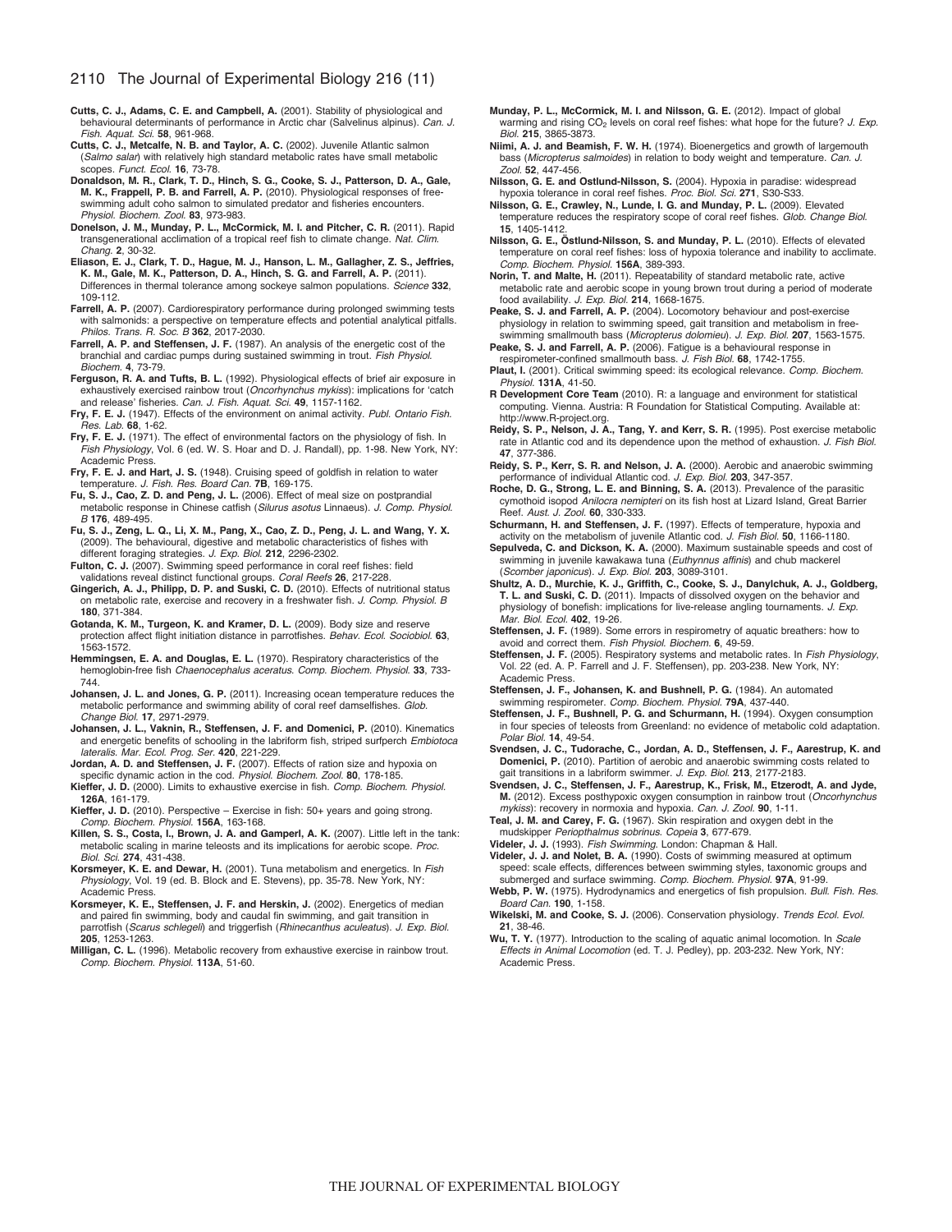**Cutts, C. J., Adams, C. E. and Campbell, A.** (2001). Stability of physiological and behavioural determinants of performance in Arctic char (Salvelinus alpinus). *Can. J. Fish. Aquat. Sci.* **58**, 961-968.

**Cutts, C. J., Metcalfe, N. B. and Taylor, A. C.** (2002). Juvenile Atlantic salmon (*Salmo salar*) with relatively high standard metabolic rates have small metabolic scopes. *Funct. Ecol.* **16**, 73-78.

**Donaldson, M. R., Clark, T. D., Hinch, S. G., Cooke, S. J., Patterson, D. A., Gale, M. K., Frappell, P. B. and Farrell, A. P.** (2010). Physiological responses of free-swimming adult coho salmon to simulated predator and fisheries encounters. *Physiol. Biochem. Zool.* **83**, 973-983.

**Donelson, J. M., Munday, P. L., McCormick, M. I. and Pitcher, C. R.** (2011). Rapid transgenerational acclimation of a tropical reef fish to climate change. *Nat. Clim. Chang.* **2**, 30-32.

**Eliason, E. J., Clark, T. D., Hague, M. J., Hanson, L. M., Gallagher, Z. S., Jeffries, K. M., Gale, M. K., Patterson, D. A., Hinch, S. G. and Farrell, A. P.** (2011). Differences in thermal tolerance among sockeye salmon populations. *Science* **332**, 109-112.

**Farrell, A. P.** (2007). Cardiorespiratory performance during prolonged swimming tests with salmonids: a perspective on temperature effects and potential analytical pitfalls. *Philos. Trans. R. Soc. B* **362**, 2017-2030.

**Farrell, A. P. and Steffensen, J. F.** (1987). An analysis of the energetic cost of the branchial and cardiac pumps during sustained swimming in trout. *Fish Physiol. Biochem.* **4**, 73-79.

**Ferguson, R. A. and Tufts, B. L.** (1992). Physiological effects of brief air exposure in exhaustively exercised rainbow trout (*Oncorhynchus mykiss*): implications for 'catch and release' fisheries. *Can. J. Fish. Aquat. Sci.* **49**, 1157-1162.

**Fry, F. E. J.** (1947). Effects of the environment on animal activity. *Publ. Ontario Fish. Res. Lab.* **68**, 1-62.

**Fry, F. E. J.** (1971). The effect of environmental factors on the physiology of fish. In *Fish Physiology*, Vol. 6 (ed. W. S. Hoar and D. J. Randall), pp. 1-98. New York, NY: Academic Press.

**Fry, F. E. J. and Hart, J. S.** (1948). Cruising speed of goldfish in relation to water temperature. *J. Fish. Res. Board Can.* **7B**, 169-175.

**Fu, S. J., Cao, Z. D. and Peng, J. L.** (2006). Effect of meal size on postprandial metabolic response in Chinese catfish (*Silurus asotus* Linnaeus). *J. Comp. Physiol. B* **176**, 489-495.

**Fu, S. J., Zeng, L. Q., Li, X. M., Pang, X., Cao, Z. D., Peng, J. L. and Wang, Y. X.** (2009). The behavioural, digestive and metabolic characteristics of fishes with different foraging strategies. *J. Exp. Biol.* **212**, 2296-2302.

**Fulton, C. J.** (2007). Swimming speed performance in coral reef fishes: field validations reveal distinct functional groups. *Coral Reefs* **26**, 217-228.

**Gingerich, A. J., Philipp, D. P. and Suski, C. D.** (2010). Effects of nutritional status on metabolic rate, exercise and recovery in a freshwater fish. *J. Comp. Physiol. B* **180**, 371-384.

**Gotanda, K. M., Turgeon, K. and Kramer, D. L.** (2009). Body size and reserve protection affect flight initiation distance in parrotfishes. *Behav. Ecol. Sociobiol.* **63**, 1563-1572.

**Hemmingsen, E. A. and Douglas, E. L.** (1970). Respiratory characteristics of the hemoglobin-free fish *Chaenocephalus aceratus*. *Comp. Biochem. Physiol.* **33**, 733-744.

**Johansen, J. L. and Jones, G. P.** (2011). Increasing ocean temperature reduces the metabolic performance and swimming ability of coral reef damselfishes. *Glob. Change Biol.* **17**, 2971-2979.

**Johansen, J. L., Vaknin, R., Steffensen, J. F. and Domenici, P.** (2010). Kinematics and energetic benefits of schooling in the labriform fish, striped surfperch *Embiotoca lateralis*. *Mar. Ecol. Prog. Ser.* **420**, 221-229.

**Jordan, A. D. and Steffensen, J. F.** (2007). Effects of ration size and hypoxia on specific dynamic action in the cod. *Physiol. Biochem. Zool.* **80**, 178-185.

**Kieffer, J. D.** (2000). Limits to exhaustive exercise in fish. *Comp. Biochem. Physiol.* **126A**, 161-179.

**Kieffer, J. D.** (2010). Perspective – Exercise in fish: 50+ years and going strong. *Comp. Biochem. Physiol.* **156A**, 163-168.

**Killen, S. S., Costa, I., Brown, J. A. and Gamperl, A. K.** (2007). Little left in the tank: metabolic scaling in marine teleosts and its implications for aerobic scope. *Proc. Biol. Sci.* **274**, 431-438.

**Korsmeyer, K. E. and Dewar, H.** (2001). Tuna metabolism and energetics. In *Fish Physiology*, Vol. 19 (ed. B. Block and E. Stevens), pp. 35-78. New York, NY: Academic Press.

**Korsmeyer, K. E., Steffensen, J. F. and Herskin, J.** (2002). Energetics of median and paired fin swimming, body and caudal fin swimming, and gait transition in parrotfish (*Scarus schlegeli*) and triggerfish (*Rhinecanthus aculeatus*). *J. Exp. Biol.* **205**, 1253-1263.

**Milligan, C. L.** (1996). Metabolic recovery from exhaustive exercise in rainbow trout. *Comp. Biochem. Physiol.* **113A**, 51-60.

**Munday, P. L., McCormick, M. I. and Nilsson, G. E.** (2012). Impact of global warming and rising $CO_2$ levels on coral reef fishes: what hope for the future? *J. Exp. Biol.* **215**, 3865-3873.

**Niimi, A. J. and Beamish, F. W. H.** (1974). Bioenergetics and growth of largemouth bass (*Micropterus salmoides*) in relation to body weight and temperature. *Can. J. Zool.* **52**, 447-456.

**Nilsson, G. E. and Ostlund-Nilsson, S.** (2004). Hypoxia in paradise: widespread hypoxia tolerance in coral reef fishes. *Proc. Biol. Sci.* **271**, S30-S33.

**Nilsson, G. E., Crawley, N., Lunde, I. G. and Munday, P. L.** (2009). Elevated temperature reduces the respiratory scope of coral reef fishes. *Glob. Change Biol.* **15**, 1405-1412.

**Nilsson, G. E., Östlund-Nilsson, S. and Munday, P. L.** (2010). Effects of elevated temperature on coral reef fishes: loss of hypoxia tolerance and inability to acclimate. *Comp. Biochem. Physiol.* **156A**, 389-393.

**Norin, T. and Malte, H.** (2011). Repeatability of standard metabolic rate, active metabolic rate and aerobic scope in young brown trout during a period of moderate food availability. *J. Exp. Biol.* **214**, 1668-1675.

**Peake, S. J. and Farrell, A. P.** (2004). Locomotory behaviour and post-exercise physiology in relation to swimming speed, gait transition and metabolism in free-swimming smallmouth bass (*Micropterus dolomieu*). *J. Exp. Biol.* **207**, 1563-1575.

**Peake, S. J. and Farrell, A. P.** (2006). Fatigue is a behavioural response in respirometer-confined smallmouth bass. *J. Fish Biol.* **68**, 1742-1755.

**Plaut, I.** (2001). Critical swimming speed: its ecological relevance. *Comp. Biochem. Physiol.* **131A**, 41-50.

**R Development Core Team** (2010). R: a language and environment for statistical computing. Vienna. Austria: R Foundation for Statistical Computing. Available at: http://www.R-project.org.

**Reidy, S. P., Nelson, J. A., Tang, Y. and Kerr, S. R.** (1995). Post exercise metabolic rate in Atlantic cod and its dependence upon the method of exhaustion. *J. Fish Biol.* **47**, 377-386.

**Reidy, S. P., Kerr, S. R. and Nelson, J. A.** (2000). Aerobic and anaerobic swimming performance of individual Atlantic cod. *J. Exp. Biol.* **203**, 347-357.

**Roche, D. G., Strong, L. E. and Binning, S. A.** (2013). Prevalence of the parasitic cymothoid isopod *Anilocra nemipteri* on its fish host at Lizard Island, Great Barrier Reef. *Aust. J. Zool.* **60**, 330-333.

**Schurmann, H. and Steffensen, J. F.** (1997). Effects of temperature, hypoxia and activity on the metabolism of juvenile Atlantic cod. *J. Fish Biol.* **50**, 1166-1180.

**Sepulveda, C. and Dickson, K. A.** (2000). Maximum sustainable speeds and cost of swimming in juvenile kawakawa tuna (*Euthynnus affinis*) and chub mackerel (*Scomber japonicus*). *J. Exp. Biol.* **203**, 3089-3101.

**Shultz, A. D., Murchie, K. J., Griffith, C., Cooke, S. J., Danylchuk, A. J., Goldberg, T. L. and Suski, C. D.** (2011). Impacts of dissolved oxygen on the behavior and physiology of bonefish: implications for live-release angling tournaments. *J. Exp. Mar. Biol. Ecol.* **402**, 19-26.

**Steffensen, J. F.** (1989). Some errors in respirometry of aquatic breathers: how to avoid and correct them. *Fish Physiol. Biochem.* **6**, 49-59.

**Steffensen, J. F.** (2005). Respiratory systems and metabolic rates. In *Fish Physiology*, Vol. 22 (ed. A. P. Farrell and J. F. Steffensen), pp. 203-238. New York, NY: Academic Press.

**Steffensen, J. F., Johansen, K. and Bushnell, P. G.** (1984). An automated swimming respirometer. *Comp. Biochem. Physiol.* **79A**, 437-440.

**Steffensen, J. F., Bushnell, P. G. and Schurmann, H.** (1994). Oxygen consumption in four species of teleosts from Greenland: no evidence of metabolic cold adaptation. *Polar Biol.* **14**, 49-54.

**Svendsen, J. C., Tudorache, C., Jordan, A. D., Steffensen, J. F., Aarestrup, K. and Domenici, P.** (2010). Partition of aerobic and anaerobic swimming costs related to gait transitions in a labriform swimmer. *J. Exp. Biol.* **213**, 2177-2183.

**Svendsen, J. C., Steffensen, J. F., Aarestrup, K., Frisk, M., Etzerodt, A. and Jyde, M.** (2012). Excess posthypoxic oxygen consumption in rainbow trout (*Oncorhynchus mykiss*): recovery in normoxia and hypoxia. *Can. J. Zool.* **90**, 1-11.

**Teal, J. M. and Carey, F. G.** (1967). Skin respiration and oxygen debt in the mudskipper *Periopthalmus sobrinus*. *Copeia* **3**, 677-679.

**Videler, J. J.** (1993). *Fish Swimming*. London: Chapman & Hall.

**Videler, J. J. and Nolet, B. A.** (1990). Costs of swimming measured at optimum speed: scale effects, differences between swimming styles, taxonomic groups and submerged and surface swimming. *Comp. Biochem. Physiol.* **97A**, 91-99.

**Webb, P. W.** (1975). Hydrodynamics and energetics of fish propulsion. *Bull. Fish. Res. Board Can.* **190**, 1-158.

**Wikelski, M. and Cooke, S. J.** (2006). Conservation physiology. *Trends Ecol. Evol.* **21**, 38-46.

**Wu, T. Y.** (1977). Introduction to the scaling of aquatic animal locomotion. In *Scale Effects in Animal Locomotion* (ed. T. J. Pedley), pp. 203-232. New York, NY: Academic Press.